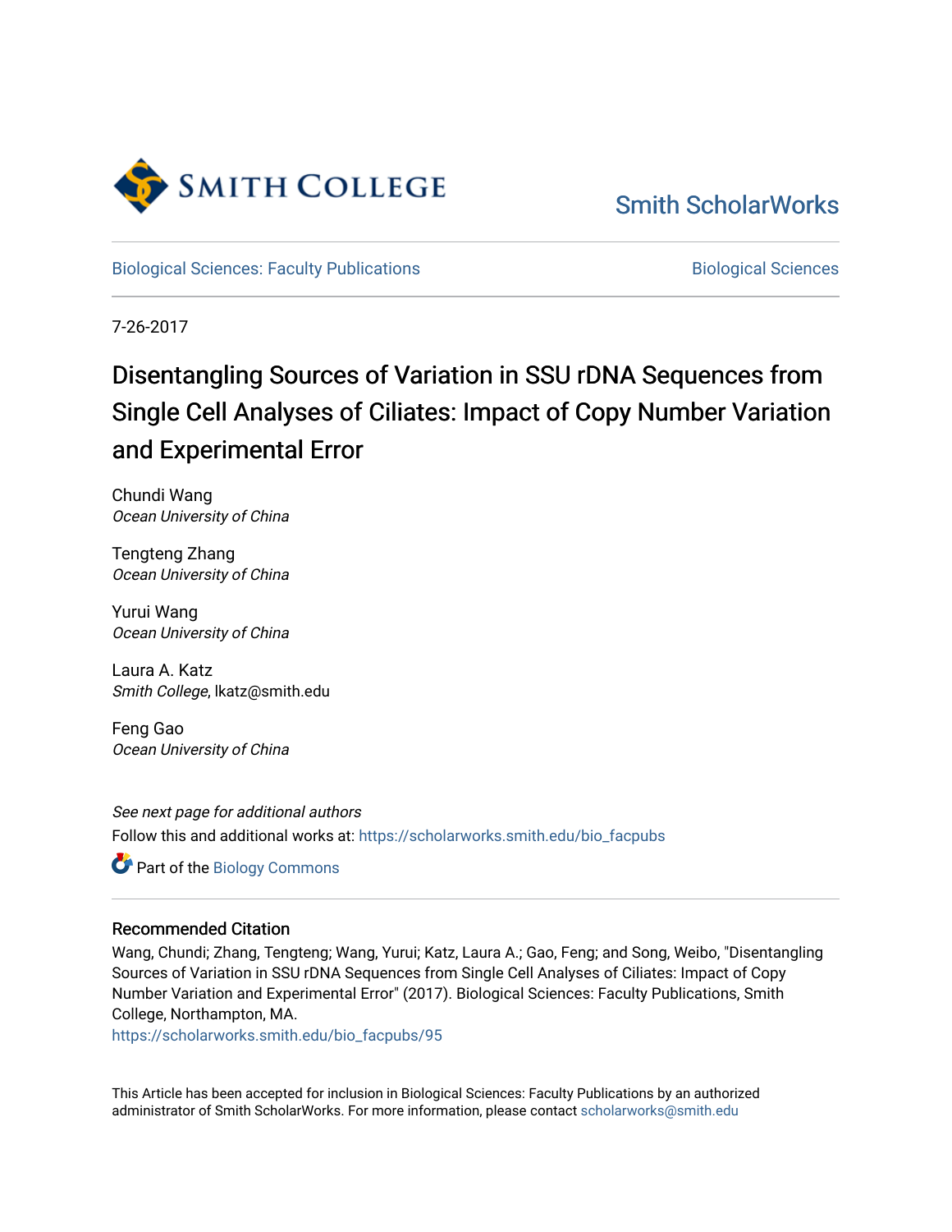Smith College

Smith ScholarWorks

Biological Sciences: Faculty Publications

Biological Sciences

7-26-2017

# Disentangling Sources of Variation in SSU rDNA Sequences from Single Cell Analyses of Ciliates: Impact of Copy Number Variation and Experimental Error

Chundi Wang
*Ocean University of China*

Tengteng Zhang
*Ocean University of China*

Yurui Wang
*Ocean University of China*

Laura A. Katz
*Smith College*, lkatz@smith.edu

Feng Gao
*Ocean University of China*

*See next page for additional authors*

Follow this and additional works at: https://scholarworks.smith.edu/bio_facpubs

Part of the Biology Commons

## Recommended Citation

Wang, Chundi; Zhang, Tengteng; Wang, Yurui; Katz, Laura A.; Gao, Feng; and Song, Weibo, "Disentangling Sources of Variation in SSU rDNA Sequences from Single Cell Analyses of Ciliates: Impact of Copy Number Variation and Experimental Error" (2017). Biological Sciences: Faculty Publications, Smith College, Northampton, MA.
https://scholarworks.smith.edu/bio_facpubs/95

This Article has been accepted for inclusion in Biological Sciences: Faculty Publications by an authorized administrator of Smith ScholarWorks. For more information, please contact scholarworks@smith.edu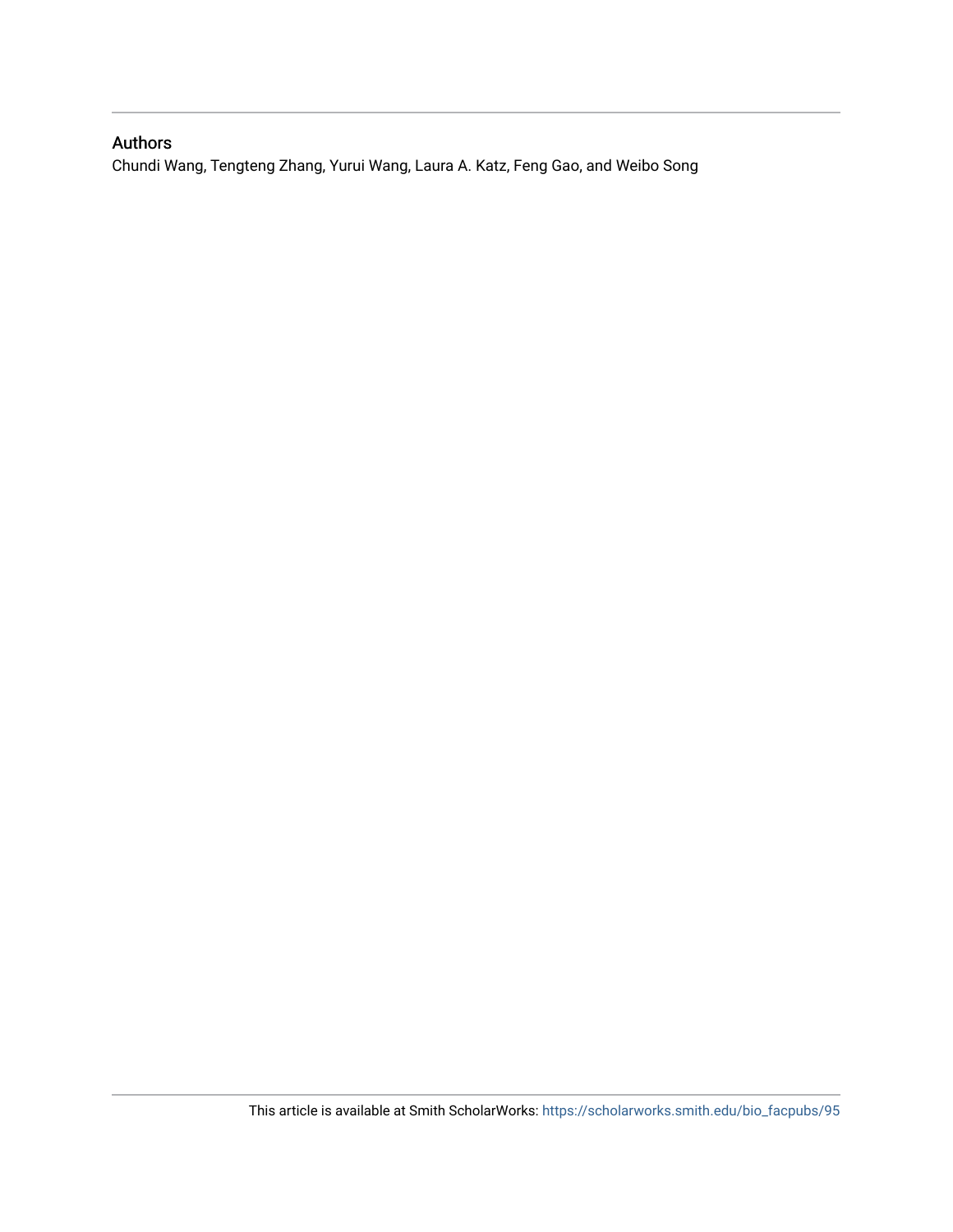## Authors

Chundi Wang, Tengteng Zhang, Yurui Wang, Laura A. Katz, Feng Gao, and Weibo Song

This article is available at Smith ScholarWorks: https://scholarworks.smith.edu/bio_facpubs/95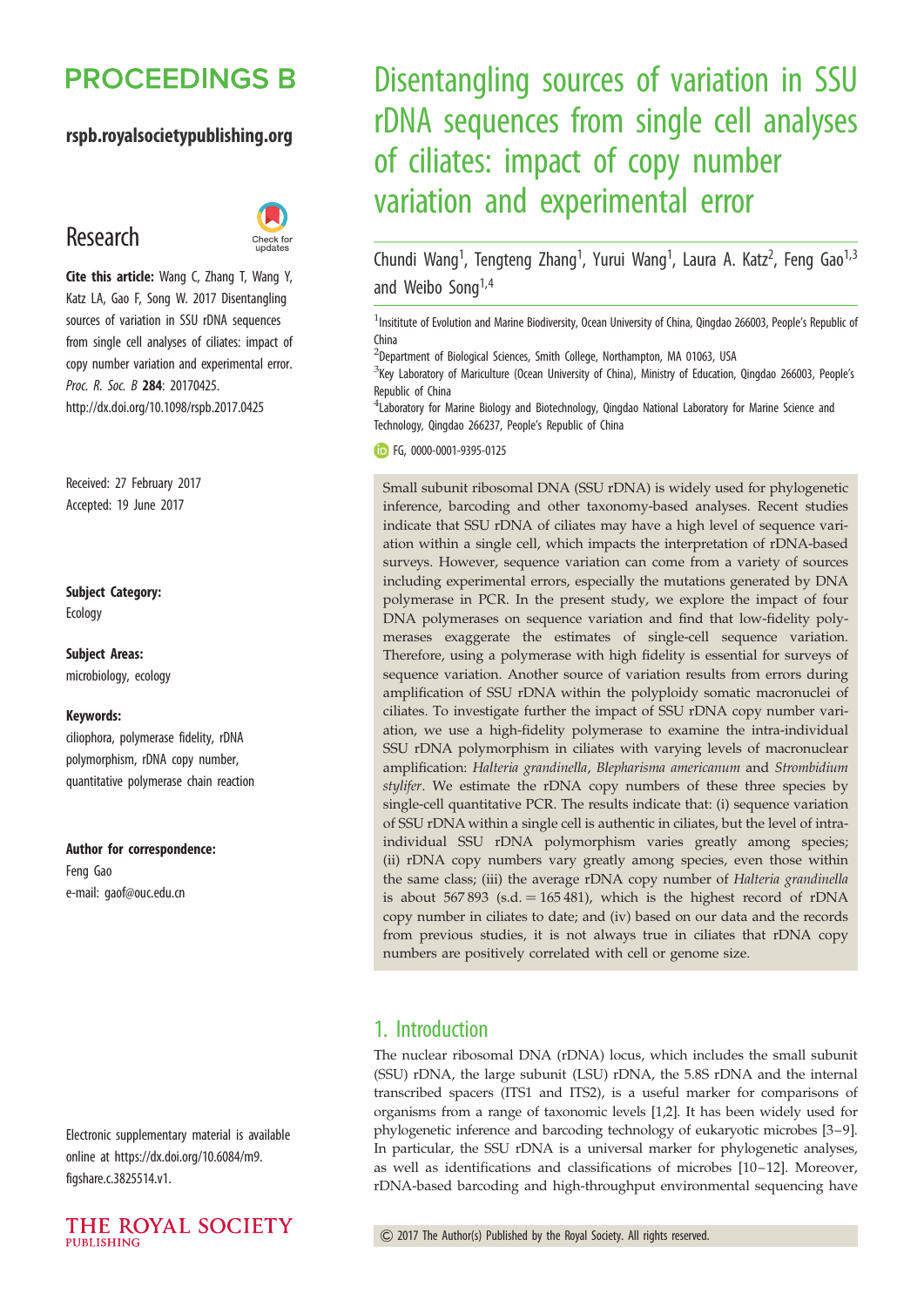# PROCEEDINGS B

**rspb.royalsocietypublishing.org**

## Research

**Cite this article:** Wang C, Zhang T, Wang Y, Katz LA, Gao F, Song W. 2017 Disentangling sources of variation in SSU rDNA sequences from single cell analyses of ciliates: impact of copy number variation and experimental error. *Proc. R. Soc. B* **284**: 20170425. http://dx.doi.org/10.1098/rspb.2017.0425

Received: 27 February 2017
Accepted: 19 June 2017

**Subject Category:**
Ecology

**Subject Areas:**
microbiology, ecology

**Keywords:**
ciliophora, polymerase fidelity, rDNA polymorphism, rDNA copy number, quantitative polymerase chain reaction

**Author for correspondence:**
Feng Gao
e-mail: gaof@ouc.edu.cn

Electronic supplementary material is available online at https://dx.doi.org/10.6084/m9.figshare.c.3825514.v1.

# Disentangling sources of variation in SSU rDNA sequences from single cell analyses of ciliates: impact of copy number variation and experimental error

Chundi Wang[1], Tengteng Zhang[1], Yurui Wang[1], Laura A. Katz[2], Feng Gao[1,3] and Weibo Song[1,4]

[1]Insititute of Evolution and Marine Biodiversity, Ocean University of China, Qingdao 266003, People's Republic of China

[2]Department of Biological Sciences, Smith College, Northampton, MA 01063, USA

[3]Key Laboratory of Mariculture (Ocean University of China), Ministry of Education, Qingdao 266003, People's Republic of China

[4]Laboratory for Marine Biology and Biotechnology, Qingdao National Laboratory for Marine Science and Technology, Qingdao 266237, People's Republic of China

FG, 0000-0001-9395-0125

Small subunit ribosomal DNA (SSU rDNA) is widely used for phylogenetic inference, barcoding and other taxonomy-based analyses. Recent studies indicate that SSU rDNA of ciliates may have a high level of sequence variation within a single cell, which impacts the interpretation of rDNA-based surveys. However, sequence variation can come from a variety of sources including experimental errors, especially the mutations generated by DNA polymerase in PCR. In the present study, we explore the impact of four DNA polymerases on sequence variation and find that low-fidelity polymerases exaggerate the estimates of single-cell sequence variation. Therefore, using a polymerase with high fidelity is essential for surveys of sequence variation. Another source of variation results from errors during amplification of SSU rDNA within the polyploidy somatic macronuclei of ciliates. To investigate further the impact of SSU rDNA copy number variation, we use a high-fidelity polymerase to examine the intra-individual SSU rDNA polymorphism in ciliates with varying levels of macronuclear amplification: *Halteria grandinella*, *Blepharisma americanum* and *Strombidium stylifer*. We estimate the rDNA copy numbers of these three species by single-cell quantitative PCR. The results indicate that: (i) sequence variation of SSU rDNA within a single cell is authentic in ciliates, but the level of intra-individual SSU rDNA polymorphism varies greatly among species; (ii) rDNA copy numbers vary greatly among species, even those within the same class; (iii) the average rDNA copy number of *Halteria grandinella* is about 567 893 (s.d. = 165 481), which is the highest record of rDNA copy number in ciliates to date; and (iv) based on our data and the records from previous studies, it is not always true in ciliates that rDNA copy numbers are positively correlated with cell or genome size.

## 1. Introduction

The nuclear ribosomal DNA (rDNA) locus, which includes the small subunit (SSU) rDNA, the large subunit (LSU) rDNA, the 5.8S rDNA and the internal transcribed spacers (ITS1 and ITS2), is a useful marker for comparisons of organisms from a range of taxonomic levels [1,2]. It has been widely used for phylogenetic inference and barcoding technology of eukaryotic microbes [3–9]. In particular, the SSU rDNA is a universal marker for phylogenetic analyses, as well as identifications and classifications of microbes [10–12]. Moreover, rDNA-based barcoding and high-throughput environmental sequencing have

© 2017 The Author(s) Published by the Royal Society. All rights reserved.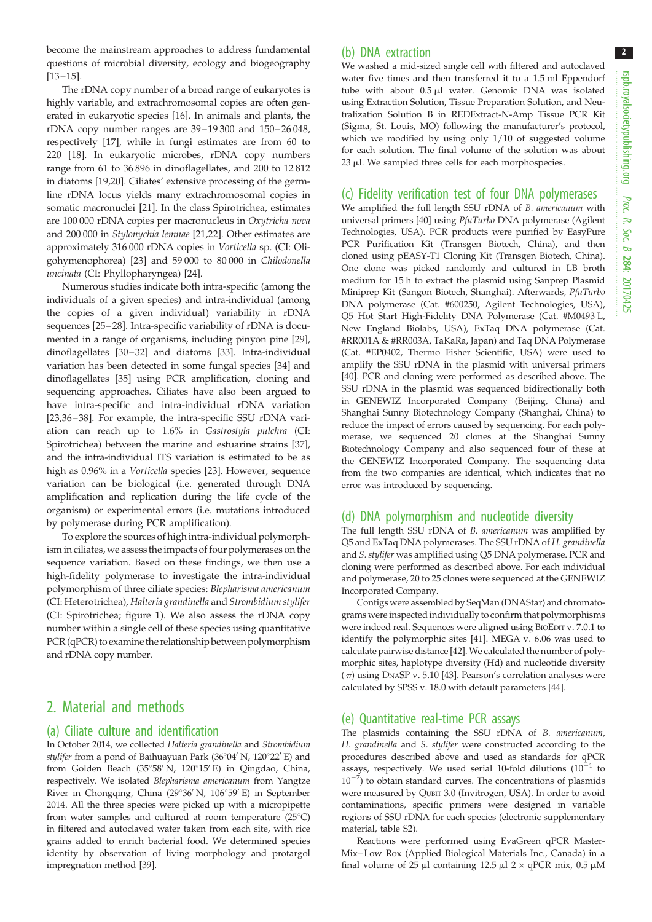become the mainstream approaches to address fundamental questions of microbial diversity, ecology and biogeography [13–15].

The rDNA copy number of a broad range of eukaryotes is highly variable, and extrachromosomal copies are often generated in eukaryotic species [16]. In animals and plants, the rDNA copy number ranges are 39–19 300 and 150–26 048, respectively [17], while in fungi estimates are from 60 to 220 [18]. In eukaryotic microbes, rDNA copy numbers range from 61 to 36 896 in dinoflagellates, and 200 to 12 812 in diatoms [19,20]. Ciliates' extensive processing of the germline rDNA locus yields many extrachromosomal copies in somatic macronuclei [21]. In the class Spirotrichea, estimates are 100 000 rDNA copies per macronucleus in *Oxytricha nova* and 200 000 in *Stylonychia lemnae* [21,22]. Other estimates are approximately 316 000 rDNA copies in *Vorticella* sp. (CI: Oligohymenophorea) [23] and 59 000 to 80 000 in *Chilodonella uncinata* (CI: Phyllopharyngea) [24].

Numerous studies indicate both intra-specific (among the individuals of a given species) and intra-individual (among the copies of a given individual) variability in rDNA sequences [25–28]. Intra-specific variability of rDNA is documented in a range of organisms, including pinyon pine [29], dinoflagellates [30–32] and diatoms [33]. Intra-individual variation has been detected in some fungal species [34] and dinoflagellates [35] using PCR amplification, cloning and sequencing approaches. Ciliates have also been argued to have intra-specific and intra-individual rDNA variation [23,36–38]. For example, the intra-specific SSU rDNA variation can reach up to 1.6% in *Gastrostyla pulchra* (CI: Spirotrichea) between the marine and estuarine strains [37], and the intra-individual ITS variation is estimated to be as high as 0.96% in a *Vorticella* species [23]. However, sequence variation can be biological (i.e. generated through DNA amplification and replication during the life cycle of the organism) or experimental errors (i.e. mutations introduced by polymerase during PCR amplification).

To explore the sources of high intra-individual polymorphism in ciliates, we assess the impacts of four polymerases on the sequence variation. Based on these findings, we then use a high-fidelity polymerase to investigate the intra-individual polymorphism of three ciliate species: *Blepharisma americanum* (CI: Heterotrichea), *Halteria grandinella* and *Strombidium stylifer* (CI: Spirotrichea; figure 1). We also assess the rDNA copy number within a single cell of these species using quantitative PCR (qPCR) to examine the relationship between polymorphism and rDNA copy number.

## 2. Material and methods

### (a) Ciliate culture and identification

In October 2014, we collected *Halteria grandinella* and *Strombidium stylifer* from a pond of Baihuayuan Park (36°04′ N, 120°22′ E) and from Golden Beach (35°58′ N, 120°15′ E) in Qingdao, China, respectively. We isolated *Blepharisma americanum* from Yangtze River in Chongqing, China (29°36′ N, 106°59′ E) in September 2014. All the three species were picked up with a micropipette from water samples and cultured at room temperature (25°C) in filtered and autoclaved water taken from each site, with rice grains added to enrich bacterial food. We determined species identity by observation of living morphology and protargol impregnation method [39].

### (b) DNA extraction

We washed a mid-sized single cell with filtered and autoclaved water five times and then transferred it to a 1.5 ml Eppendorf tube with about 0.5 µl water. Genomic DNA was isolated using Extraction Solution, Tissue Preparation Solution, and Neutralization Solution B in REDExtract-N-Amp Tissue PCR Kit (Sigma, St. Louis, MO) following the manufacturer's protocol, which we modified by using only 1/10 of suggested volume for each solution. The final volume of the solution was about 23 µl. We sampled three cells for each morphospecies.

### (c) Fidelity verification test of four DNA polymerases

We amplified the full length SSU rDNA of *B. americanum* with universal primers [40] using *PfuTurbo* DNA polymerase (Agilent Technologies, USA). PCR products were purified by EasyPure PCR Purification Kit (Transgen Biotech, China), and then cloned using pEASY-T1 Cloning Kit (Transgen Biotech, China). One clone was picked randomly and cultured in LB broth medium for 15 h to extract the plasmid using Sanprep Plasmid Miniprep Kit (Sangon Biotech, Shanghai). Afterwards, *PfuTurbo* DNA polymerase (Cat. #600250, Agilent Technologies, USA), Q5 Hot Start High-Fidelity DNA Polymerase (Cat. #M0493 L, New England Biolabs, USA), ExTaq DNA polymerase (Cat. #RR001A & #RR003A, TaKaRa, Japan) and Taq DNA Polymerase (Cat. #EP0402, Thermo Fisher Scientific, USA) were used to amplify the SSU rDNA in the plasmid with universal primers [40]. PCR and cloning were performed as described above. The SSU rDNA in the plasmid was sequenced bidirectionally both in GENEWIZ Incorporated Company (Beijing, China) and Shanghai Sunny Biotechnology Company (Shanghai, China) to reduce the impact of errors caused by sequencing. For each polymerase, we sequenced 20 clones at the Shanghai Sunny Biotechnology Company and also sequenced four of these at the GENEWIZ Incorporated Company. The sequencing data from the two companies are identical, which indicates that no error was introduced by sequencing.

### (d) DNA polymorphism and nucleotide diversity

The full length SSU rDNA of *B. americanum* was amplified by Q5 and ExTaq DNA polymerases. The SSU rDNA of *H. grandinella* and *S. stylifer* was amplified using Q5 DNA polymerase. PCR and cloning were performed as described above. For each individual and polymerase, 20 to 25 clones were sequenced at the GENEWIZ Incorporated Company.

Contigs were assembled by SeqMan (DNAStar) and chromatograms were inspected individually to confirm that polymorphisms were indeed real. Sequences were aligned using BioEdit v. 7.0.1 to identify the polymorphic sites [41]. MEGA v. 6.06 was used to calculate pairwise distance [42]. We calculated the number of polymorphic sites, haplotype diversity (Hd) and nucleotide diversity ($\pi$) using DnaSP v. 5.10 [43]. Pearson's correlation analyses were calculated by SPSS v. 18.0 with default parameters [44].

### (e) Quantitative real-time PCR assays

The plasmids containing the SSU rDNA of *B. americanum*, *H. grandinella* and *S. stylifer* were constructed according to the procedures described above and used as standards for qPCR assays, respectively. We used serial 10-fold dilutions ($10^{-1}$ to $10^{-7}$) to obtain standard curves. The concentrations of plasmids were measured by Qubit 3.0 (Invitrogen, USA). In order to avoid contaminations, specific primers were designed in variable regions of SSU rDNA for each species (electronic supplementary material, table S2).

Reactions were performed using EvaGreen qPCR MasterMix–Low Rox (Applied Biological Materials Inc., Canada) in a final volume of 25 µl containing 12.5 µl 2 × qPCR mix, 0.5 µM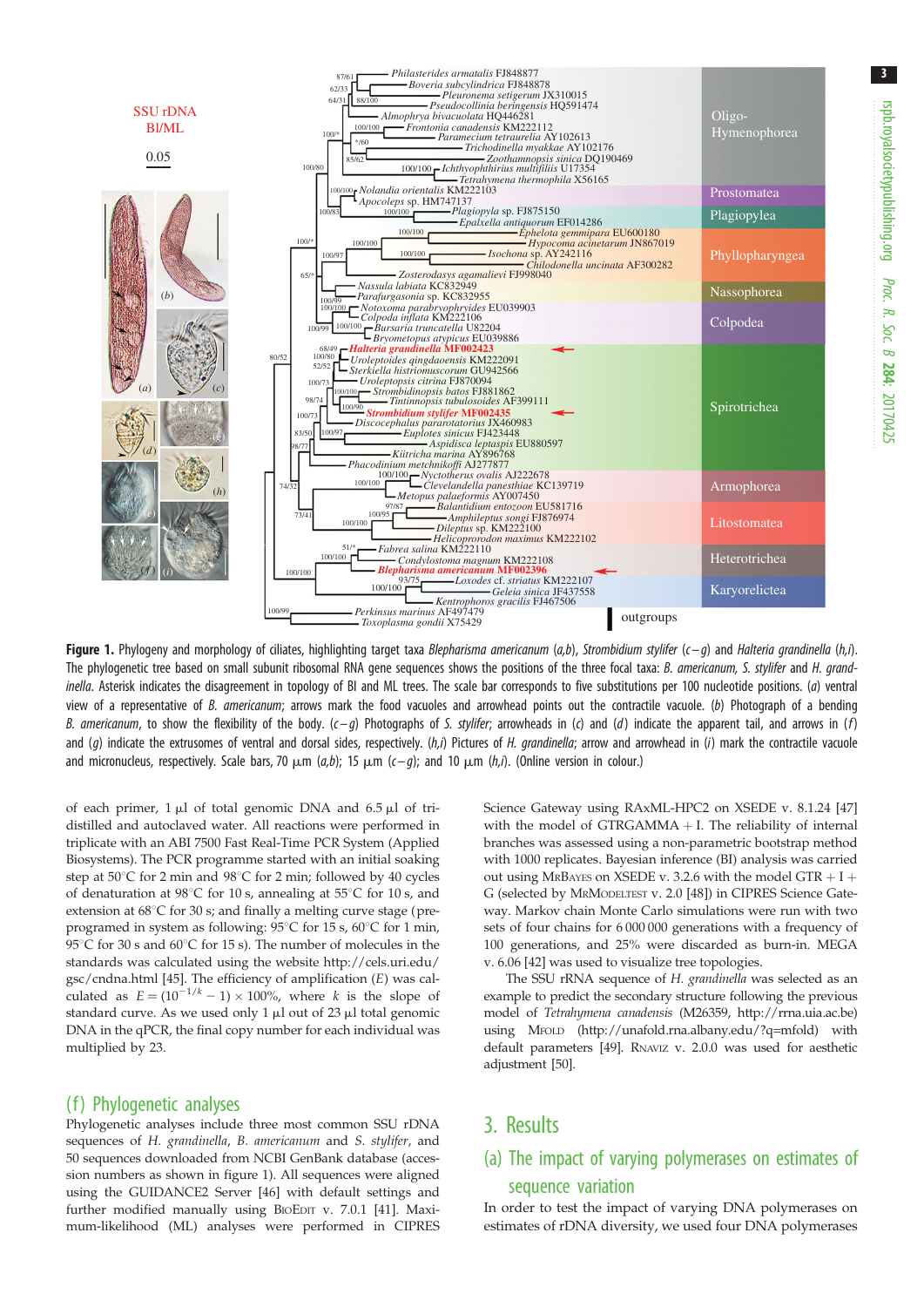**Figure 1.** Phylogeny and morphology of ciliates, highlighting target taxa *Blepharisma americanum* (*a*,*b*), *Strombidium stylifer* (*c*–*g*) and *Halteria grandinella* (*h*,*i*). The phylogenetic tree based on small subunit ribosomal RNA gene sequences shows the positions of the three focal taxa: *B. americanum*, *S. stylifer* and *H. grandinella*. Asterisk indicates the disagreement in topology of BI and ML trees. The scale bar corresponds to five substitutions per 100 nucleotide positions. (*a*) Ventral view of a representative of *B. americanum*; arrows mark the food vacuoles and arrowhead points out the contractile vacuole. (*b*) Photograph of a bending *B. americanum*, to show the flexibility of the body. (*c*–*g*) Photographs of *S. stylifer*; arrowheads in (*c*) and (*d*) indicate the apparent tail, and arrows in (*f*) and (*g*) indicate the extrusomes of ventral and dorsal sides, respectively. (*h*,*i*) Pictures of *H. grandinella*; arrow and arrowhead in (*i*) mark the contractile vacuole and micronucleus, respectively. Scale bars, 70 µm (*a*,*b*); 15 µm (*c*–*g*); and 10 µm (*h*,*i*). (Online version in colour.)

of each primer, 1 µl of total genomic DNA and 6.5 µl of tri-distilled and autoclaved water. All reactions were performed in triplicate with an ABI 7500 Fast Real-Time PCR System (Applied Biosystems). The PCR programme started with an initial soaking step at 50°C for 2 min and 98°C for 2 min; followed by 40 cycles of denaturation at 98°C for 10 s, annealing at 55°C for 10 s, and extension at 68°C for 30 s; and finally a melting curve stage (pre-programed in system as following: 95°C for 15 s, 60°C for 1 min, 95°C for 30 s and 60°C for 15 s). The number of molecules in the standards was calculated using the website http://cels.uri.edu/gsc/cndna.html [45]. The efficiency of amplification ($E$) was calculated as $E = (10^{-1/k} - 1) \times 100\%$, where $k$ is the slope of standard curve. As we used only 1 µl out of 23 µl total genomic DNA in the qPCR, the final copy number for each individual was multiplied by 23.

### (f) Phylogenetic analyses

Phylogenetic analyses include three most common SSU rDNA sequences of *H. grandinella*, *B. americanum* and *S. stylifer*, and 50 sequences downloaded from NCBI GenBank database (accession numbers as shown in figure 1). All sequences were aligned using the GUIDANCE2 Server [46] with default settings and further modified manually using BioEdit v. 7.0.1 [41]. Maximum-likelihood (ML) analyses were performed in CIPRES Science Gateway using RAxML-HPC2 on XSEDE v. 8.1.24 [47] with the model of GTRGAMMA + I. The reliability of internal branches was assessed using a non-parametric bootstrap method with 1000 replicates. Bayesian inference (BI) analysis was carried out using MrBayes on XSEDE v. 3.2.6 with the model GTR + I + G (selected by MrModeltest v. 2.0 [48]) in CIPRES Science Gateway. Markov chain Monte Carlo simulations were run with two sets of four chains for 6 000 000 generations with a frequency of 100 generations, and 25% were discarded as burn-in. MEGA v. 6.06 [42] was used to visualize tree topologies.

The SSU rRNA sequence of *H. grandinella* was selected as an example to predict the secondary structure following the previous model of *Tetrahymena canadensis* (M26359, http://rrna.uia.ac.be) using Mfold (http://unafold.rna.albany.edu/?q=mfold) with default parameters [49]. Rnaviz v. 2.0.0 was used for aesthetic adjustment [50].

## 3. Results

### (a) The impact of varying polymerases on estimates of sequence variation

In order to test the impact of varying DNA polymerases on estimates of rDNA diversity, we used four DNA polymerases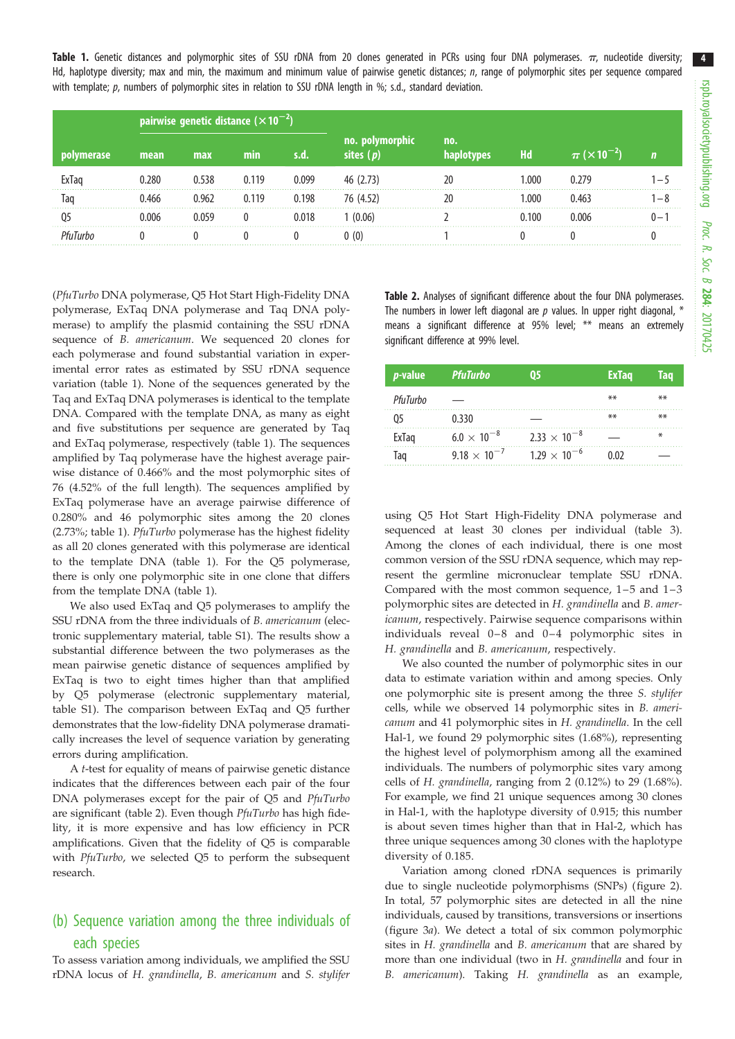**Table 1.** Genetic distances and polymorphic sites of SSU rDNA from 20 clones generated in PCRs using four DNA polymerases. $\pi$, nucleotide diversity; Hd, haplotype diversity; max and min, the maximum and minimum value of pairwise genetic distances; $n$, range of polymorphic sites per sequence compared with template; $p$, numbers of polymorphic sites in relation to SSU rDNA length in %; s.d., standard deviation.

| polymerase | pairwise genetic distance ($\times 10^{-2}$) | | | | no. polymorphic sites ($p$) | no. haplotypes | Hd | $\pi$ ($\times 10^{-2}$) | $n$ |
|---|---|---|---|---|---|---|---|---|---|
| | mean | max | min | s.d. | | | | | |
| ExTaq | 0.280 | 0.538 | 0.119 | 0.099 | 46 (2.73) | 20 | 1.000 | 0.279 | 1–5 |
| Taq | 0.466 | 0.962 | 0.119 | 0.198 | 76 (4.52) | 20 | 1.000 | 0.463 | 1–8 |
| Q5 | 0.006 | 0.059 | 0 | 0.018 | 1 (0.06) | 2 | 0.100 | 0.006 | 0–1 |
| *PfuTurbo* | 0 | 0 | 0 | 0 | 0 (0) | 1 | 0 | 0 | 0 |

(*PfuTurbo* DNA polymerase, Q5 Hot Start High-Fidelity DNA polymerase, ExTaq DNA polymerase and Taq DNA polymerase) to amplify the plasmid containing the SSU rDNA sequence of *B. americanum*. We sequenced 20 clones for each polymerase and found substantial variation in experimental error rates as estimated by SSU rDNA sequence variation (table 1). None of the sequences generated by the Taq and ExTaq DNA polymerases is identical to the template DNA. Compared with the template DNA, as many as eight and five substitutions per sequence are generated by Taq and ExTaq polymerase, respectively (table 1). The sequences amplified by Taq polymerase have the highest average pairwise distance of 0.466% and the most polymorphic sites of 76 (4.52% of the full length). The sequences amplified by ExTaq polymerase have an average pairwise difference of 0.280% and 46 polymorphic sites among the 20 clones (2.73%; table 1). *PfuTurbo* polymerase has the highest fidelity as all 20 clones generated with this polymerase are identical to the template DNA (table 1). For the Q5 polymerase, there is only one polymorphic site in one clone that differs from the template DNA (table 1).

We also used ExTaq and Q5 polymerases to amplify the SSU rDNA from the three individuals of *B. americanum* (electronic supplementary material, table S1). The results show a substantial difference between the two polymerases as the mean pairwise genetic distance of sequences amplified by ExTaq is two to eight times higher than that amplified by Q5 polymerase (electronic supplementary material, table S1). The comparison between ExTaq and Q5 further demonstrates that the low-fidelity DNA polymerase dramatically increases the level of sequence variation by generating errors during amplification.

A *t*-test for equality of means of pairwise genetic distance indicates that the differences between each pair of the four DNA polymerases except for the pair of Q5 and *PfuTurbo* are significant (table 2). Even though *PfuTurbo* has high fidelity, it is more expensive and has low efficiency in PCR amplifications. Given that the fidelity of Q5 is comparable with *PfuTurbo*, we selected Q5 to perform the subsequent research.

**Table 2.** Analyses of significant difference about the four DNA polymerases. The numbers in lower left diagonal are *p* values. In upper right diagonal, * means a significant difference at 95% level; ** means an extremely significant difference at 99% level.

| *p*-value | *PfuTurbo* | Q5 | ExTaq | Taq |
|---|---|---|---|---|
| *PfuTurbo* | — | | ** | ** |
| Q5 | 0.330 | — | ** | ** |
| ExTaq | $6.0 \times 10^{-8}$ | $2.33 \times 10^{-8}$ | — | * |
| Taq | $9.18 \times 10^{-7}$ | $1.29 \times 10^{-6}$ | 0.02 | — |

## (b) Sequence variation among the three individuals of each species

To assess variation among individuals, we amplified the SSU rDNA locus of *H. grandinella*, *B. americanum* and *S. stylifer* using Q5 Hot Start High-Fidelity DNA polymerase and sequenced at least 30 clones per individual (table 3). Among the clones of each individual, there is one most common version of the SSU rDNA sequence, which may represent the germline micronuclear template SSU rDNA. Compared with the most common sequence, 1–5 and 1–3 polymorphic sites are detected in *H. grandinella* and *B. americanum*, respectively. Pairwise sequence comparisons within individuals reveal 0–8 and 0–4 polymorphic sites in *H. grandinella* and *B. americanum*, respectively.

We also counted the number of polymorphic sites in our data to estimate variation within and among species. Only one polymorphic site is present among the three *S. stylifer* cells, while we observed 14 polymorphic sites in *B. americanum* and 41 polymorphic sites in *H. grandinella*. In the cell Hal-1, we found 29 polymorphic sites (1.68%), representing the highest level of polymorphism among all the examined individuals. The numbers of polymorphic sites vary among cells of *H. grandinella*, ranging from 2 (0.12%) to 29 (1.68%). For example, we find 21 unique sequences among 30 clones in Hal-1, with the haplotype diversity of 0.915; this number is about seven times higher than that in Hal-2, which has three unique sequences among 30 clones with the haplotype diversity of 0.185.

Variation among cloned rDNA sequences is primarily due to single nucleotide polymorphisms (SNPs) (figure 2). In total, 57 polymorphic sites are detected in all the nine individuals, caused by transitions, transversions or insertions (figure 3*a*). We detect a total of six common polymorphic sites in *H. grandinella* and *B. americanum* that are shared by more than one individual (two in *H. grandinella* and four in *B. americanum*). Taking *H. grandinella* as an example,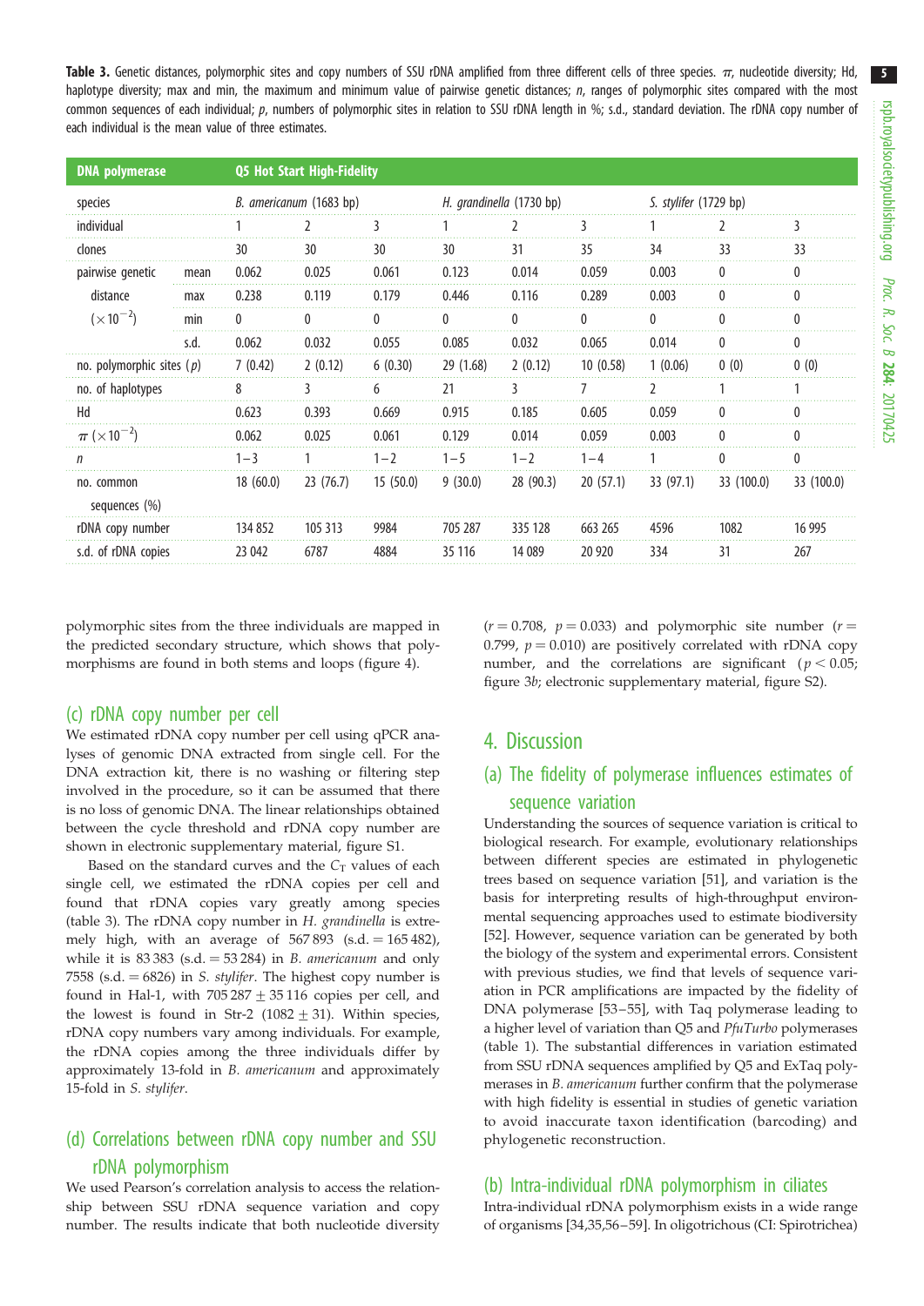**Table 3.** Genetic distances, polymorphic sites and copy numbers of SSU rDNA amplified from three different cells of three species. $\pi$, nucleotide diversity; Hd, haplotype diversity; max and min, the maximum and minimum value of pairwise genetic distances; $n$, ranges of polymorphic sites compared with the most common sequences of each individual; $p$, numbers of polymorphic sites in relation to SSU rDNA length in %; s.d., standard deviation. The rDNA copy number of each individual is the mean value of three estimates.

| DNA polymerase | | Q5 Hot Start High-Fidelity | | | | | | | | |
|---|---|---|---|---|---|---|---|---|---|---|
| species | | *B. americanum* (1683 bp) | | | *H. grandinella* (1730 bp) | | | *S. stylifer* (1729 bp) | | |
| individual | | 1 | 2 | 3 | 1 | 2 | 3 | 1 | 2 | 3 |
| clones | | 30 | 30 | 30 | 30 | 31 | 35 | 34 | 33 | 33 |
| pairwise genetic distance ($\times 10^{-2}$) | mean | 0.062 | 0.025 | 0.061 | 0.123 | 0.014 | 0.059 | 0.003 | 0 | 0 |
| | max | 0.238 | 0.119 | 0.179 | 0.446 | 0.116 | 0.289 | 0.003 | 0 | 0 |
| | min | 0 | 0 | 0 | 0 | 0 | 0 | 0 | 0 | 0 |
| | s.d. | 0.062 | 0.032 | 0.055 | 0.085 | 0.032 | 0.065 | 0.014 | 0 | 0 |
| no. polymorphic sites ($p$) | | 7 (0.42) | 2 (0.12) | 6 (0.30) | 29 (1.68) | 2 (0.12) | 10 (0.58) | 1 (0.06) | 0 (0) | 0 (0) |
| no. of haplotypes | | 8 | 3 | 6 | 21 | 3 | 7 | 2 | 1 | 1 |
| Hd | | 0.623 | 0.393 | 0.669 | 0.915 | 0.185 | 0.605 | 0.059 | 0 | 0 |
| $\pi$ ($\times 10^{-2}$) | | 0.062 | 0.025 | 0.061 | 0.129 | 0.014 | 0.059 | 0.003 | 0 | 0 |
| $n$ | | 1–3 | 1 | 1–2 | 1–5 | 1–2 | 1–4 | 1 | 0 | 0 |
| no. common sequences (%) | | 18 (60.0) | 23 (76.7) | 15 (50.0) | 9 (30.0) | 28 (90.3) | 20 (57.1) | 33 (97.1) | 33 (100.0) | 33 (100.0) |
| rDNA copy number | | 134 852 | 105 313 | 9984 | 705 287 | 335 128 | 663 265 | 4596 | 1082 | 16 995 |
| s.d. of rDNA copies | | 23 042 | 6787 | 4884 | 35 116 | 14 089 | 20 920 | 334 | 31 | 267 |

polymorphic sites from the three individuals are mapped in the predicted secondary structure, which shows that polymorphisms are found in both stems and loops (figure 4).

### (c) rDNA copy number per cell

We estimated rDNA copy number per cell using qPCR analyses of genomic DNA extracted from single cell. For the DNA extraction kit, there is no washing or filtering step involved in the procedure, so it can be assumed that there is no loss of genomic DNA. The linear relationships obtained between the cycle threshold and rDNA copy number are shown in electronic supplementary material, figure S1.

Based on the standard curves and the $C_T$ values of each single cell, we estimated the rDNA copies per cell and found that rDNA copies vary greatly among species (table 3). The rDNA copy number in *H. grandinella* is extremely high, with an average of 567 893 (s.d. = 165 482), while it is 83 383 (s.d. = 53 284) in *B. americanum* and only 7558 (s.d. = 6826) in *S. stylifer*. The highest copy number is found in Hal-1, with 705 287 ± 35 116 copies per cell, and the lowest is found in Str-2 (1082 ± 31). Within species, rDNA copy numbers vary among individuals. For example, the rDNA copies among the three individuals differ by approximately 13-fold in *B. americanum* and approximately 15-fold in *S. stylifer*.

### (d) Correlations between rDNA copy number and SSU rDNA polymorphism

We used Pearson's correlation analysis to access the relationship between SSU rDNA sequence variation and copy number. The results indicate that both nucleotide diversity ($r = 0.708$, $p = 0.033$) and polymorphic site number ($r = 0.799$, $p = 0.010$) are positively correlated with rDNA copy number, and the correlations are significant ($p < 0.05$; figure 3*b*; electronic supplementary material, figure S2).

## 4. Discussion

### (a) The fidelity of polymerase influences estimates of sequence variation

Understanding the sources of sequence variation is critical to biological research. For example, evolutionary relationships between different species are estimated in phylogenetic trees based on sequence variation [51], and variation is the basis for interpreting results of high-throughput environmental sequencing approaches used to estimate biodiversity [52]. However, sequence variation can be generated by both the biology of the system and experimental errors. Consistent with previous studies, we find that levels of sequence variation in PCR amplifications are impacted by the fidelity of DNA polymerase [53–55], with Taq polymerase leading to a higher level of variation than Q5 and *PfuTurbo* polymerases (table 1). The substantial differences in variation estimated from SSU rDNA sequences amplified by Q5 and ExTaq polymerases in *B. americanum* further confirm that the polymerase with high fidelity is essential in studies of genetic variation to avoid inaccurate taxon identification (barcoding) and phylogenetic reconstruction.

### (b) Intra-individual rDNA polymorphism in ciliates

Intra-individual rDNA polymorphism exists in a wide range of organisms [34,35,56–59]. In oligotrichous (CI: Spirotrichea)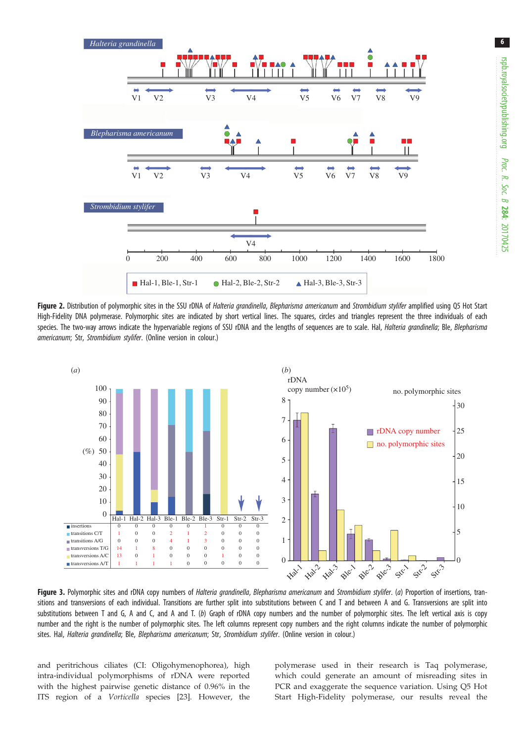**Figure 2.** Distribution of polymorphic sites in the SSU rDNA of *Halteria grandinella*, *Blepharisma americanum* and *Strombidium stylifer* amplified using Q5 Hot Start High-Fidelity DNA polymerase. Polymorphic sites are indicated by short vertical lines. The squares, circles and triangles represent the three individuals of each species. The two-way arrows indicate the hypervariable regions of SSU rDNA and the lengths of sequences are to scale. Hal, *Halteria grandinella*; Ble, *Blepharisma americanum*; Str, *Strombidium stylifer*. (Online version in colour.)

| | Hal-1 | Hal-2 | Hal-3 | Ble-1 | Ble-2 | Ble-3 | Str-1 | Str-2 | Str-3 |
|---|---|---|---|---|---|---|---|---|---|
| insertions | 0 | 0 | 0 | 0 | 0 | 1 | 0 | 0 | 0 |
| transitions C/T | 1 | 0 | 0 | 2 | 1 | 2 | 0 | 0 | 0 |
| transitions A/G | 0 | 0 | 0 | 4 | 1 | 3 | 0 | 0 | 0 |
| transversions T/G | 14 | 1 | 8 | 0 | 0 | 0 | 0 | 0 | 0 |
| transversions A/C | 13 | 0 | 1 | 0 | 0 | 0 | 1 | 0 | 0 |
| transversions A/T | 1 | 1 | 1 | 1 | 0 | 0 | 0 | 0 | 0 |

**Figure 3.** Polymorphic sites and rDNA copy numbers of *Halteria grandinella*, *Blepharisma americanum* and *Strombidium stylifer*. (*a*) Proportion of insertions, transitions and transversions of each individual. Transitions are further split into substitutions between C and T and between A and G. Transversions are split into substitutions between T and G, A and C, and A and T. (*b*) Graph of rDNA copy numbers and the number of polymorphic sites. The left vertical axis is copy number and the right is the number of polymorphic sites. The left columns represent copy numbers and the right columns indicate the number of polymorphic sites. Hal, *Halteria grandinella*; Ble, *Blepharisma americanum*; Str, *Strombidium stylifer*. (Online version in colour.)

and peritrichous ciliates (CI: Oligohymenophorea), high intra-individual polymorphisms of rDNA were reported with the highest pairwise genetic distance of 0.96% in the ITS region of a *Vorticella* species [23]. However, the polymerase used in their research is Taq polymerase, which could generate an amount of misreading sites in PCR and exaggerate the sequence variation. Using Q5 Hot Start High-Fidelity polymerase, our results reveal the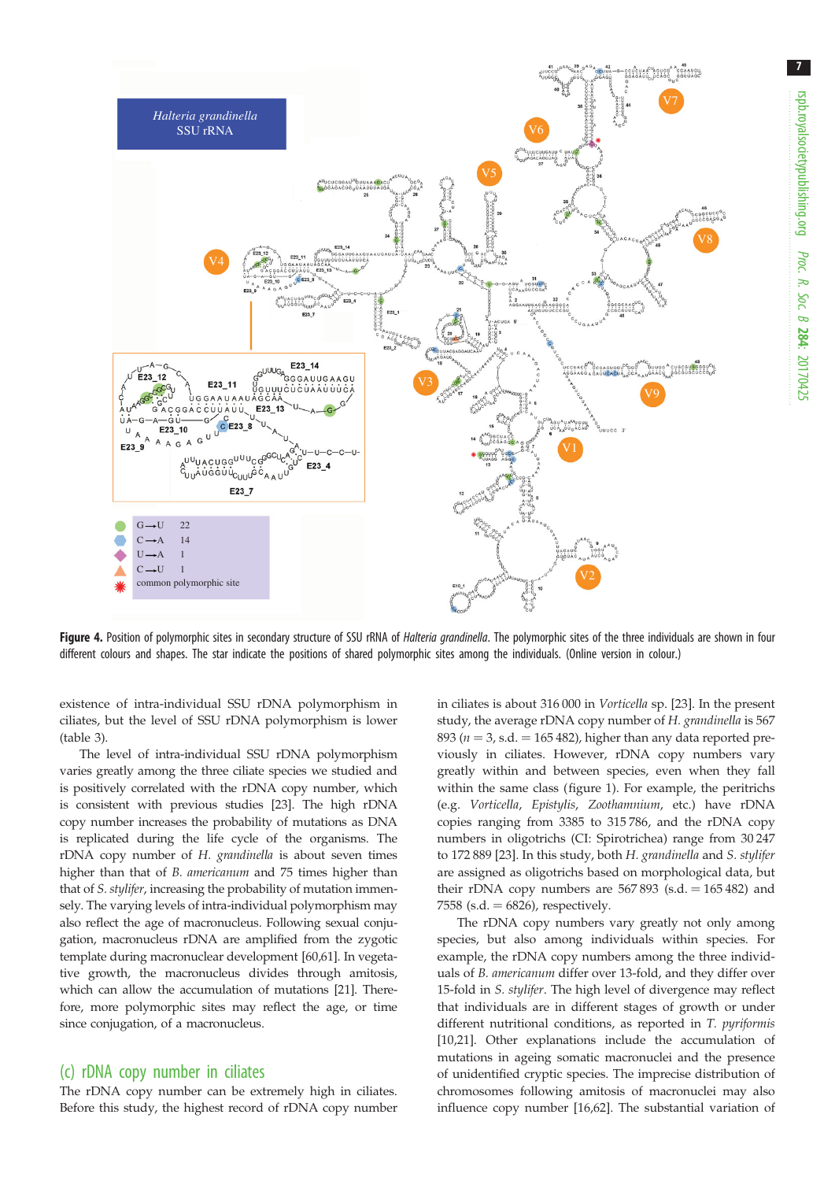**Figure 4.** Position of polymorphic sites in secondary structure of SSU rRNA of *Halteria grandinella*. The polymorphic sites of the three individuals are shown in four different colours and shapes. The star indicate the positions of shared polymorphic sites among the individuals. (Online version in colour.)

existence of intra-individual SSU rDNA polymorphism in ciliates, but the level of SSU rDNA polymorphism is lower (table 3).

The level of intra-individual SSU rDNA polymorphism varies greatly among the three ciliate species we studied and is positively correlated with the rDNA copy number, which is consistent with previous studies [23]. The high rDNA copy number increases the probability of mutations as DNA is replicated during the life cycle of the organisms. The rDNA copy number of *H. grandinella* is about seven times higher than that of *B. americanum* and 75 times higher than that of *S. stylifer*, increasing the probability of mutation immensely. The varying levels of intra-individual polymorphism may also reflect the age of macronucleus. Following sexual conjugation, macronucleus rDNA are amplified from the zygotic template during macronuclear development [60,61]. In vegetative growth, the macronucleus divides through amitosis, which can allow the accumulation of mutations [21]. Therefore, more polymorphic sites may reflect the age, or time since conjugation, of a macronucleus.

## (c) rDNA copy number in ciliates

The rDNA copy number can be extremely high in ciliates. Before this study, the highest record of rDNA copy number in ciliates is about 316 000 in *Vorticella* sp. [23]. In the present study, the average rDNA copy number of *H. grandinella* is 567 893 ($n = 3$, s.d. = 165 482), higher than any data reported previously in ciliates. However, rDNA copy numbers vary greatly within and between species, even when they fall within the same class (figure 1). For example, the peritrichs (e.g. *Vorticella*, *Epistylis*, *Zoothamnium*, etc.) have rDNA copies ranging from 3385 to 315 786, and the rDNA copy numbers in oligotrichs (CI: Spirotrichea) range from 30 247 to 172 889 [23]. In this study, both *H. grandinella* and *S. stylifer* are assigned as oligotrichs based on morphological data, but their rDNA copy numbers are 567 893 (s.d. = 165 482) and 7558 (s.d. = 6826), respectively.

The rDNA copy numbers vary greatly not only among species, but also among individuals within species. For example, the rDNA copy numbers among the three individuals of *B. americanum* differ over 13-fold, and they differ over 15-fold in *S. stylifer*. The high level of divergence may reflect that individuals are in different stages of growth or under different nutritional conditions, as reported in *T. pyriformis* [10,21]. Other explanations include the accumulation of mutations in ageing somatic macronuclei and the presence of unidentified cryptic species. The imprecise distribution of chromosomes following amitosis of macronuclei may also influence copy number [16,62]. The substantial variation of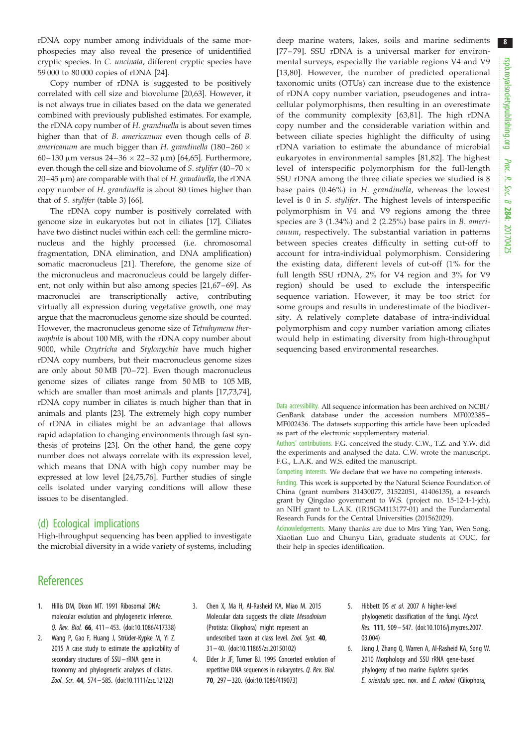rDNA copy number among individuals of the same morphospecies may also reveal the presence of unidentified cryptic species. In *C. uncinata*, different cryptic species have 59 000 to 80 000 copies of rDNA [24].

Copy number of rDNA is suggested to be positively correlated with cell size and biovolume [20,63]. However, it is not always true in ciliates based on the data we generated combined with previously published estimates. For example, the rDNA copy number of *H. grandinella* is about seven times higher than that of *B. americanum* even though cells of *B. americanum* are much bigger than *H. grandinella* (180–260 × 60–130 µm versus 24–36 × 22–32 µm) [64,65]. Furthermore, even though the cell size and biovolume of *S. stylifer* (40–70 × 20–45 µm) are comparable with that of *H. grandinella*, the rDNA copy number of *H. grandinella* is about 80 times higher than that of *S. stylifer* (table 3) [66].

The rDNA copy number is positively correlated with genome size in eukaryotes but not in ciliates [17]. Ciliates have two distinct nuclei within each cell: the germline micronucleus and the highly processed (i.e. chromosomal fragmentation, DNA elimination, and DNA amplification) somatic macronucleus [21]. Therefore, the genome size of the micronucleus and macronucleus could be largely different, not only within but also among species [21,67–69]. As macronuclei are transcriptionally active, contributing virtually all expression during vegetative growth, one may argue that the macronucleus genome size should be counted. However, the macronucleus genome size of *Tetrahymena thermophila* is about 100 MB, with the rDNA copy number about 9000, while *Oxytricha* and *Stylonychia* have much higher rDNA copy numbers, but their macronucleus genome sizes are only about 50 MB [70–72]. Even though macronucleus genome sizes of ciliates range from 50 MB to 105 MB, which are smaller than most animals and plants [17,73,74], rDNA copy number in ciliates is much higher than that in animals and plants [23]. The extremely high copy number of rDNA in ciliates might be an advantage that allows rapid adaptation to changing environments through fast synthesis of proteins [23]. On the other hand, the gene copy number does not always correlate with its expression level, which means that DNA with high copy number may be expressed at low level [24,75,76]. Further studies of single cells isolated under varying conditions will allow these issues to be disentangled.

## (d) Ecological implications

High-throughput sequencing has been applied to investigate the microbial diversity in a wide variety of systems, including deep marine waters, lakes, soils and marine sediments [77–79]. SSU rDNA is a universal marker for environmental surveys, especially the variable regions V4 and V9 [13,80]. However, the number of predicted operational taxonomic units (OTUs) can increase due to the existence of rDNA copy number variation, pseudogenes and intracellular polymorphisms, then resulting in an overestimate of the community complexity [63,81]. The high rDNA copy number and the considerable variation within and between ciliate species highlight the difficulty of using rDNA variation to estimate the abundance of microbial eukaryotes in environmental samples [81,82]. The highest level of interspecific polymorphism for the full-length SSU rDNA among the three ciliate species we studied is 8 base pairs (0.46%) in *H. grandinella*, whereas the lowest level is 0 in *S. stylifer*. The highest levels of interspecific polymorphism in V4 and V9 regions among the three species are 3 (1.34%) and 2 (2.25%) base pairs in *B. americanum*, respectively. The substantial variation in patterns between species creates difficulty in setting cut-off to account for intra-individual polymorphism. Considering the existing data, different levels of cut-off (1% for the full length SSU rDNA, 2% for V4 region and 3% for V9 region) should be used to exclude the interspecific sequence variation. However, it may be too strict for some groups and results in underestimate of the biodiversity. A relatively complete database of intra-individual polymorphism and copy number variation among ciliates would help in estimating diversity from high-throughput sequencing based environmental researches.

Data accessibility. All sequence information has been archived on NCBI/GenBank database under the accession numbers MF002385–MF002436. The datasets supporting this article have been uploaded as part of the electronic supplementary material.

Authors' contributions. F.G. conceived the study. C.W., T.Z. and Y.W. did the experiments and analysed the data. C.W. wrote the manuscript. F.G., L.A.K. and W.S. edited the manuscript.

Competing interests. We declare that we have no competing interests.

Funding. This work is supported by the Natural Science Foundation of China (grant numbers 31430077, 31522051, 41406135), a research grant by Qingdao government to W.S. (project no. 15-12-1-1-jch), an NIH grant to L.A.K. (1R15GM113177-01) and the Fundamental Research Funds for the Central Universities (201562029).

Acknowledgements. Many thanks are due to Mrs Ying Yan, Wen Song, Xiaotian Luo and Chunyu Lian, graduate students at OUC, for their help in species identification.

# References

1. Hillis DM, Dixon MT. 1991 Ribosomal DNA: molecular evolution and phylogenetic inference. *Q. Rev. Biol.* **66**, 411–453. (doi:10.1086/417338)
2. Wang P, Gao F, Huang J, Strüder-Kypke M, Yi Z. 2015 A case study to estimate the applicability of secondary structures of SSU–rRNA gene in taxonomy and phylogenetic analyses of ciliates. *Zool. Scr.* **44**, 574–585. (doi:10.1111/zsc.12122)
3. Chen X, Ma H, Al-Rasheid KA, Miao M. 2015 Molecular data suggests the ciliate *Mesodinium* (Protista: Ciliophora) might represent an undescribed taxon at class level. *Zool. Syst.* **40**, 31–40. (doi:10.11865/zs.20150102)
4. Elder Jr JF, Turner BJ. 1995 Concerted evolution of repetitive DNA sequences in eukaryotes. *Q. Rev. Biol.* **70**, 297–320. (doi:10.1086/419073)
5. Hibbett DS *et al.* 2007 A higher-level phylogenetic classification of the fungi. *Mycol. Res.* **111**, 509–547. (doi:10.1016/j.mycres.2007.03.004)
6. Jiang J, Zhang Q, Warren A, Al-Rasheid KA, Song W. 2010 Morphology and SSU rRNA gene-based phylogeny of two marine *Euplotes* species *E. orientalis* spec. nov. and *E. raikovi* (Ciliophora,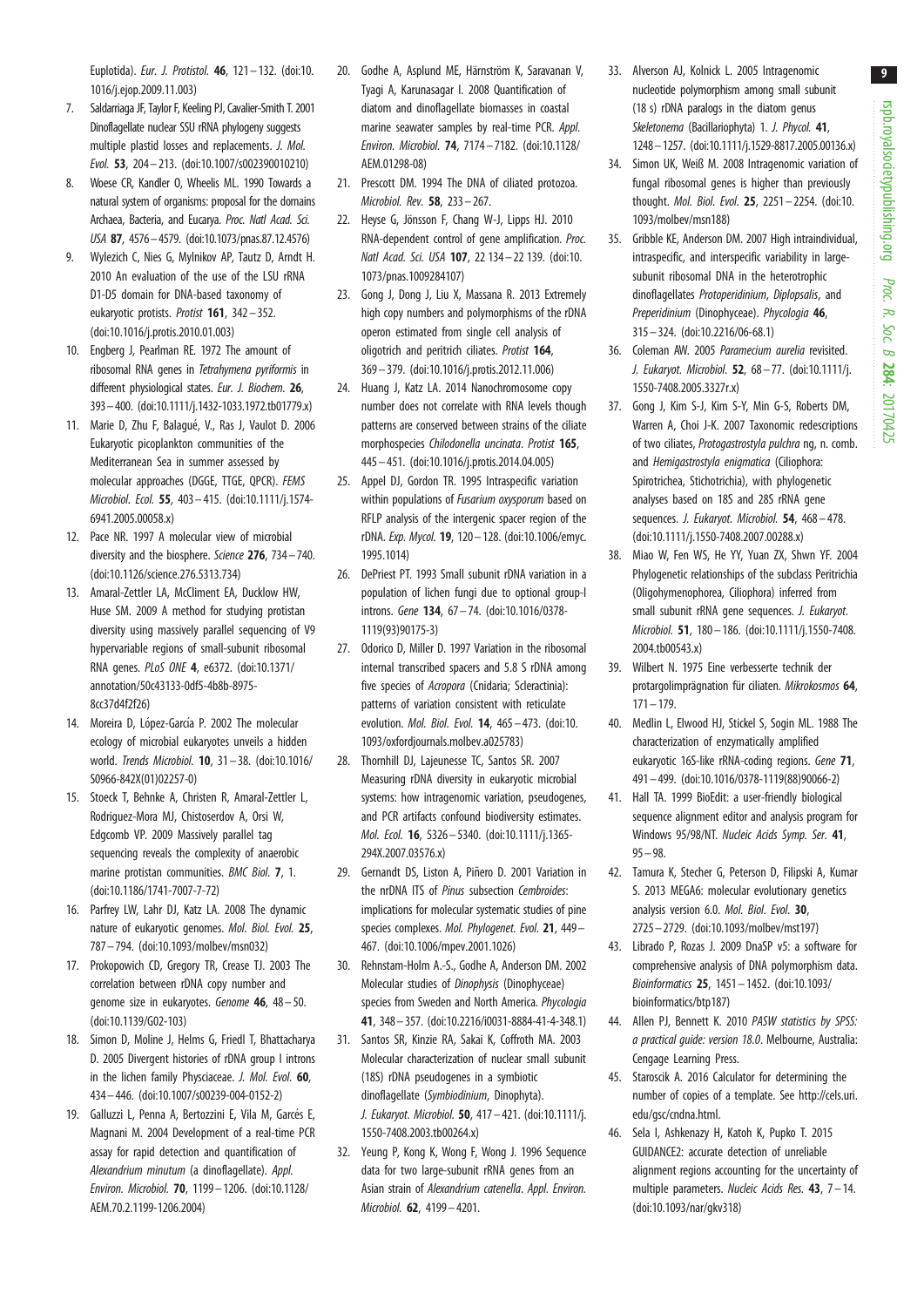Euplotida). *Eur. J. Protistol.* **46**, 121–132. (doi:10.1016/j.ejop.2009.11.003)

7. Saldarriaga JF, Taylor F, Keeling PJ, Cavalier-Smith T. 2001 Dinoflagellate nuclear SSU rRNA phylogeny suggests multiple plastid losses and replacements. *J. Mol. Evol.* **53**, 204–213. (doi:10.1007/s002390010210)
8. Woese CR, Kandler O, Wheelis ML. 1990 Towards a natural system of organisms: proposal for the domains Archaea, Bacteria, and Eucarya. *Proc. Natl Acad. Sci. USA* **87**, 4576–4579. (doi:10.1073/pnas.87.12.4576)
9. Wylezich C, Nies G, Mylnikov AP, Tautz D, Arndt H. 2010 An evaluation of the use of the LSU rRNA D1-D5 domain for DNA-based taxonomy of eukaryotic protists. *Protist* **161**, 342–352. (doi:10.1016/j.protis.2010.01.003)
10. Engberg J, Pearlman RE. 1972 The amount of ribosomal RNA genes in *Tetrahymena pyriformis* in different physiological states. *Eur. J. Biochem.* **26**, 393–400. (doi:10.1111/j.1432-1033.1972.tb01779.x)
11. Marie D, Zhu F, Balagué, V, Ras J, Vaulot D. 2006 Eukaryotic picoplankton communities of the Mediterranean Sea in summer assessed by molecular approaches (DGGE, TTGE, QPCR). *FEMS Microbiol. Ecol.* **55**, 403–415. (doi:10.1111/j.1574-6941.2005.00058.x)
12. Pace NR. 1997 A molecular view of microbial diversity and the biosphere. *Science* **276**, 734–740. (doi:10.1126/science.276.5313.734)
13. Amaral-Zettler LA, McCliment EA, Ducklow HW, Huse SM. 2009 A method for studying protistan diversity using massively parallel sequencing of V9 hypervariable regions of small-subunit ribosomal RNA genes. *PLoS ONE* **4**, e6372. (doi:10.1371/annotation/50c43133-0df5-4b8b-8975-8cc37d4f2f26)
14. Moreira D, López-García P. 2002 The molecular ecology of microbial eukaryotes unveils a hidden world. *Trends Microbiol.* **10**, 31–38. (doi:10.1016/S0966-842X(01)02257-0)
15. Stoeck T, Behnke A, Christen R, Amaral-Zettler L, Rodriguez-Mora MJ, Chistoserdov A, Orsi W, Edgcomb VP. 2009 Massively parallel tag sequencing reveals the complexity of anaerobic marine protistan communities. *BMC Biol.* **7**, 1. (doi:10.1186/1741-7007-7-72)
16. Parfrey LW, Lahr DJ, Katz LA. 2008 The dynamic nature of eukaryotic genomes. *Mol. Biol. Evol.* **25**, 787–794. (doi:10.1093/molbev/msn032)
17. Prokopowich CD, Gregory TR, Crease TJ. 2003 The correlation between rDNA copy number and genome size in eukaryotes. *Genome* **46**, 48–50. (doi:10.1139/G02-103)
18. Simon D, Moline J, Helms G, Friedl T, Bhattacharya D. 2005 Divergent histories of rDNA group I introns in the lichen family Physciaceae. *J. Mol. Evol.* **60**, 434–446. (doi:10.1007/s00239-004-0152-2)
19. Galluzzi L, Penna A, Bertozzini E, Vila M, Garcés E, Magnani M. 2004 Development of a real-time PCR assay for rapid detection and quantification of *Alexandrium minutum* (a dinoflagellate). *Appl. Environ. Microbiol.* **70**, 1199–1206. (doi:10.1128/AEM.70.2.1199-1206.2004)
20. Godhe A, Asplund ME, Härnström K, Saravanan V, Tyagi A, Karunasagar I. 2008 Quantification of diatom and dinoflagellate biomasses in coastal marine seawater samples by real-time PCR. *Appl. Environ. Microbiol.* **74**, 7174–7182. (doi:10.1128/AEM.01298-08)
21. Prescott DM. 1994 The DNA of ciliated protozoa. *Microbiol. Rev.* **58**, 233–267.
22. Heyse G, Jönsson F, Chang W-J, Lipps HJ. 2010 RNA-dependent control of gene amplification. *Proc. Natl Acad. Sci. USA* **107**, 22 134–22 139. (doi:10.1073/pnas.1009284107)
23. Gong J, Dong J, Liu X, Massana R. 2013 Extremely high copy numbers and polymorphisms of the rDNA operon estimated from single cell analysis of oligotrich and peritrich ciliates. *Protist* **164**, 369–379. (doi:10.1016/j.protis.2012.11.006)
24. Huang J, Katz LA. 2014 Nanochromosome copy number does not correlate with RNA levels though patterns are conserved between strains of the ciliate morphospecies *Chilodonella uncinata*. *Protist* **165**, 445–451. (doi:10.1016/j.protis.2014.04.005)
25. Appel DJ, Gordon TR. 1995 Intraspecific variation within populations of *Fusarium oxysporum* based on RFLP analysis of the intergenic spacer region of the rDNA. *Exp. Mycol.* **19**, 120–128. (doi:10.1006/emyc.1995.1014)
26. DePriest PT. 1993 Small subunit rDNA variation in a population of lichen fungi due to optional group-I introns. *Gene* **134**, 67–74. (doi:10.1016/0378-1119(93)90175-3)
27. Odorico D, Miller D. 1997 Variation in the ribosomal internal transcribed spacers and 5.8 S rDNA among five species of *Acropora* (Cnidaria; Scleractinia): patterns of variation consistent with reticulate evolution. *Mol. Biol. Evol.* **14**, 465–473. (doi:10.1093/oxfordjournals.molbev.a025783)
28. Thornhill DJ, Lajeunesse TC, Santos SR. 2007 Measuring rDNA diversity in eukaryotic microbial systems: how intragenomic variation, pseudogenes, and PCR artifacts confound biodiversity estimates. *Mol. Ecol.* **16**, 5326–5340. (doi:10.1111/j.1365-294X.2007.03576.x)
29. Gernandt DS, Liston A, Piñero D. 2001 Variation in the nrDNA ITS of *Pinus* subsection *Cembroides*: implications for molecular systematic studies of pine species complexes. *Mol. Phylogenet. Evol.* **21**, 449–467. (doi:10.1006/mpev.2001.1026)
30. Rehnstam-Holm A.-S., Godhe A, Anderson DM. 2002 Molecular studies of *Dinophysis* (Dinophyceae) species from Sweden and North America. *Phycologia* **41**, 348–357. (doi:10.2216/i0031-8884-41-4-348.1)
31. Santos SR, Kinzie RA, Sakai K, Coffroth MA. 2003 Molecular characterization of nuclear small subunit (18S) rDNA pseudogenes in a symbiotic dinoflagellate (*Symbiodinium*, Dinophyta). *J. Eukaryot. Microbiol.* **50**, 417–421. (doi:10.1111/j.1550-7408.2003.tb00264.x)
32. Yeung P, Kong K, Wong F, Wong J. 1996 Sequence data for two large-subunit rRNA genes from an Asian strain of *Alexandrium catenella*. *Appl. Environ. Microbiol.* **62**, 4199–4201.
33. Alverson AJ, Kolnick L. 2005 Intragenomic nucleotide polymorphism among small subunit (18 s) rDNA paralogs in the diatom genus *Skeletonema* (Bacillariophyta) 1. *J. Phycol.* **41**, 1248–1257. (doi:10.1111/j.1529-8817.2005.00136.x)
34. Simon UK, Weiß M. 2008 Intragenomic variation of fungal ribosomal genes is higher than previously thought. *Mol. Biol. Evol.* **25**, 2251–2254. (doi:10.1093/molbev/msn188)
35. Gribble KE, Anderson DM. 2007 High intraindividual, intraspecific, and interspecific variability in large-subunit ribosomal DNA in the heterotrophic dinoflagellates *Protoperidinium*, *Diplopsalis*, and *Preperidinium* (Dinophyceae). *Phycologia* **46**, 315–324. (doi:10.2216/06-68.1)
36. Coleman AW. 2005 *Paramecium aurelia* revisited. *J. Eukaryot. Microbiol.* **52**, 68–77. (doi:10.1111/j.1550-7408.2005.3327r.x)
37. Gong J, Kim S-J, Kim S-Y, Min G-S, Roberts DM, Warren A, Choi J-K. 2007 Taxonomic redescriptions of two ciliates, *Protogastrostyla pulchra* ng, n. comb. and *Hemigastrostyla enigmatica* (Ciliophora: Spirotrichea, Stichotrichia), with phylogenetic analyses based on 18S and 28S rRNA gene sequences. *J. Eukaryot. Microbiol.* **54**, 468–478. (doi:10.1111/j.1550-7408.2007.00288.x)
38. Miao W, Fen WS, He YY, Yuan ZX, Shwn YF. 2004 Phylogenetic relationships of the subclass Peritrichia (Oligohymenophorea, Ciliophora) inferred from small subunit rRNA gene sequences. *J. Eukaryot. Microbiol.* **51**, 180–186. (doi:10.1111/j.1550-7408.2004.tb00543.x)
39. Wilbert N. 1975 Eine verbesserte technik der protargolimprägnation für ciliaten. *Mikrokosmos* **64**, 171–179.
40. Medlin L, Elwood HJ, Stickel S, Sogin ML. 1988 The characterization of enzymatically amplified eukaryotic 16S-like rRNA-coding regions. *Gene* **71**, 491–499. (doi:10.1016/0378-1119(88)90066-2)
41. Hall TA. 1999 BioEdit: a user-friendly biological sequence alignment editor and analysis program for Windows 95/98/NT. *Nucleic Acids Symp. Ser.* **41**, 95–98.
42. Tamura K, Stecher G, Peterson D, Filipski A, Kumar S. 2013 MEGA6: molecular evolutionary genetics analysis version 6.0. *Mol. Biol. Evol.* **30**, 2725–2729. (doi:10.1093/molbev/mst197)
43. Librado P, Rozas J. 2009 DnaSP v5: a software for comprehensive analysis of DNA polymorphism data. *Bioinformatics* **25**, 1451–1452. (doi:10.1093/bioinformatics/btp187)
44. Allen PJ, Bennett K. 2010 *PASW statistics by SPSS: a practical guide: version 18.0*. Melbourne, Australia: Cengage Learning Press.
45. Staroscik A. 2016 Calculator for determining the number of copies of a template. See http://cels.uri.edu/gsc/cndna.html.
46. Sela I, Ashkenazy H, Katoh K, Pupko T. 2015 GUIDANCE2: accurate detection of unreliable alignment regions accounting for the uncertainty of multiple parameters. *Nucleic Acids Res.* **43**, 7–14. (doi:10.1093/nar/gkv318)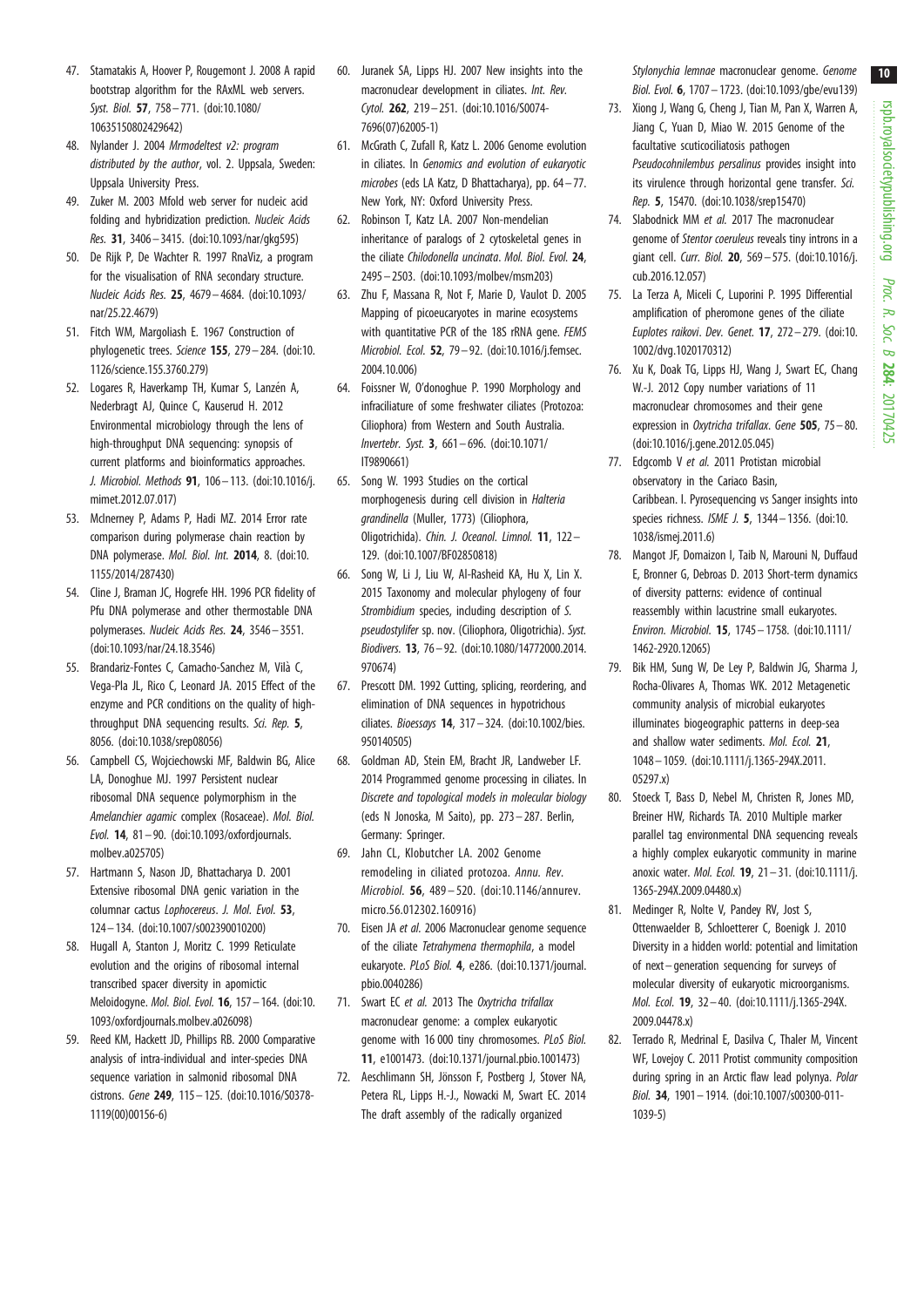47. Stamatakis A, Hoover P, Rougemont J. 2008 A rapid bootstrap algorithm for the RAxML web servers. *Syst. Biol.* **57**, 758–771. (doi:10.1080/10635150802429642)
48. Nylander J. 2004 *Mrmodeltest v2: program distributed by the author*, vol. 2. Uppsala, Sweden: Uppsala University Press.
49. Zuker M. 2003 Mfold web server for nucleic acid folding and hybridization prediction. *Nucleic Acids Res.* **31**, 3406–3415. (doi:10.1093/nar/gkg595)
50. De Rijk P, De Wachter R. 1997 RnaViz, a program for the visualisation of RNA secondary structure. *Nucleic Acids Res.* **25**, 4679–4684. (doi:10.1093/nar/25.22.4679)
51. Fitch WM, Margoliash E. 1967 Construction of phylogenetic trees. *Science* **155**, 279–284. (doi:10.1126/science.155.3760.279)
52. Logares R, Haverkamp TH, Kumar S, Lanzén A, Nederbragt AJ, Quince C, Kauserud H. 2012 Environmental microbiology through the lens of high-throughput DNA sequencing: synopsis of current platforms and bioinformatics approaches. *J. Microbiol. Methods* **91**, 106–113. (doi:10.1016/j.mimet.2012.07.017)
53. McInerney P, Adams P, Hadi MZ. 2014 Error rate comparison during polymerase chain reaction by DNA polymerase. *Mol. Biol. Int.* **2014**, 8. (doi:10.1155/2014/287430)
54. Cline J, Braman JC, Hogrefe HH. 1996 PCR fidelity of Pfu DNA polymerase and other thermostable DNA polymerases. *Nucleic Acids Res.* **24**, 3546–3551. (doi:10.1093/nar/24.18.3546)
55. Brandariz-Fontes C, Camacho-Sanchez M, Vilà C, Vega-Pla JL, Rico C, Leonard JA. 2015 Effect of the enzyme and PCR conditions on the quality of high-throughput DNA sequencing results. *Sci. Rep.* **5**, 8056. (doi:10.1038/srep08056)
56. Campbell CS, Wojciechowski MF, Baldwin BG, Alice LA, Donoghue MJ. 1997 Persistent nuclear ribosomal DNA sequence polymorphism in the *Amelanchier agamic* complex (Rosaceae). *Mol. Biol. Evol.* **14**, 81–90. (doi:10.1093/oxfordjournals.molbev.a025705)
57. Hartmann S, Nason JD, Bhattacharya D. 2001 Extensive ribosomal DNA genic variation in the columnar cactus *Lophocereus*. *J. Mol. Evol.* **53**, 124–134. (doi:10.1007/s002390010200)
58. Hugall A, Stanton J, Moritz C. 1999 Reticulate evolution and the origins of ribosomal internal transcribed spacer diversity in apomictic Meloidogyne. *Mol. Biol. Evol.* **16**, 157–164. (doi:10.1093/oxfordjournals.molbev.a026098)
59. Reed KM, Hackett JD, Phillips RB. 2000 Comparative analysis of intra-individual and inter-species DNA sequence variation in salmonid ribosomal DNA cistrons. *Gene* **249**, 115–125. (doi:10.1016/S0378-1119(00)00156-6)
60. Juranek SA, Lipps HJ. 2007 New insights into the macronuclear development in ciliates. *Int. Rev. Cytol.* **262**, 219–251. (doi:10.1016/S0074-7696(07)62005-1)
61. McGrath C, Zufall R, Katz L. 2006 Genome evolution in ciliates. In *Genomics and evolution of eukaryotic microbes* (eds LA Katz, D Bhattacharya), pp. 64–77. New York, NY: Oxford University Press.
62. Robinson T, Katz LA. 2007 Non-mendelian inheritance of paralogs of 2 cytoskeletal genes in the ciliate *Chilodonella uncinata*. *Mol. Biol. Evol.* **24**, 2495–2503. (doi:10.1093/molbev/msm203)
63. Zhu F, Massana R, Not F, Marie D, Vaulot D. 2005 Mapping of picoeucaryotes in marine ecosystems with quantitative PCR of the 18S rRNA gene. *FEMS Microbiol. Ecol.* **52**, 79–92. (doi:10.1016/j.femsec.2004.10.006)
64. Foissner W, O'donoghue P. 1990 Morphology and infraciliature of some freshwater ciliates (Protozoa: Ciliophora) from Western and South Australia. *Invertebr. Syst.* **3**, 661–696. (doi:10.1071/IT9890661)
65. Song W. 1993 Studies on the cortical morphogenesis during cell division in *Halteria grandinella* (Muller, 1773) (Ciliophora, Oligotrichida). *Chin. J. Oceanol. Limnol.* **11**, 122–129. (doi:10.1007/BF02850818)
66. Song W, Li J, Liu W, Al-Rasheid KA, Hu X, Lin X. 2015 Taxonomy and molecular phylogeny of four *Strombidium* species, including description of *S. pseudostylifer* sp. nov. (Ciliophora, Oligotrichia). *Syst. Biodivers.* **13**, 76–92. (doi:10.1080/14772000.2014.970674)
67. Prescott DM. 1992 Cutting, splicing, reordering, and elimination of DNA sequences in hypotrichous ciliates. *Bioessays* **14**, 317–324. (doi:10.1002/bies.950140505)
68. Goldman AD, Stein EM, Bracht JR, Landweber LF. 2014 Programmed genome processing in ciliates. In *Discrete and topological models in molecular biology* (eds N Jonoska, M Saito), pp. 273–287. Berlin, Germany: Springer.
69. Jahn CL, Klobutcher LA. 2002 Genome remodeling in ciliated protozoa. *Annu. Rev. Microbiol*. **56**, 489–520. (doi:10.1146/annurev.micro.56.012302.160916)
70. Eisen JA *et al.* 2006 Macronuclear genome sequence of the ciliate *Tetrahymena thermophila*, a model eukaryote. *PLoS Biol.* **4**, e286. (doi:10.1371/journal.pbio.0040286)
71. Swart EC *et al.* 2013 The *Oxytricha trifallax* macronuclear genome: a complex eukaryotic genome with 16 000 tiny chromosomes. *PLoS Biol.* **11**, e1001473. (doi:10.1371/journal.pbio.1001473)
72. Aeschlimann SH, Jönsson F, Postberg J, Stover NA, Petera RL, Lipps H.-J., Nowacki M, Swart EC. 2014 The draft assembly of the radically organized *Stylonychia lemnae* macronuclear genome. *Genome Biol. Evol.* **6**, 1707–1723. (doi:10.1093/gbe/evu139)
73. Xiong J, Wang G, Cheng J, Tian M, Pan X, Warren A, Jiang C, Yuan D, Miao W. 2015 Genome of the facultative scuticociliatosis pathogen *Pseudocohnilembus persalinus* provides insight into its virulence through horizontal gene transfer. *Sci. Rep.* **5**, 15470. (doi:10.1038/srep15470)
74. Slabodnick MM *et al.* 2017 The macronuclear genome of *Stentor coeruleus* reveals tiny introns in a giant cell. *Curr. Biol.* **20**, 569–575. (doi:10.1016/j.cub.2016.12.057)
75. La Terza A, Miceli C, Luporini P. 1995 Differential amplification of pheromone genes of the ciliate *Euplotes raikovi*. *Dev. Genet.* **17**, 272–279. (doi:10.1002/dvg.1020170312)
76. Xu K, Doak TG, Lipps HJ, Wang J, Swart EC, Chang W.-J. 2012 Copy number variations of 11 macronuclear chromosomes and their gene expression in *Oxytricha trifallax*. *Gene* **505**, 75–80. (doi:10.1016/j.gene.2012.05.045)
77. Edgcomb V *et al.* 2011 Protistan microbial observatory in the Cariaco Basin, Caribbean. I. Pyrosequencing vs Sanger insights into species richness. *ISME J.* **5**, 1344–1356. (doi:10.1038/ismej.2011.6)
78. Mangot JF, Domaizon I, Taib N, Marouni N, Duffaud E, Bronner G, Debroas D. 2013 Short-term dynamics of diversity patterns: evidence of continual reassembly within lacustrine small eukaryotes. *Environ. Microbiol.* **15**, 1745–1758. (doi:10.1111/1462-2920.12065)
79. Bik HM, Sung W, De Ley P, Baldwin JG, Sharma J, Rocha-Olivares A, Thomas WK. 2012 Metagenetic community analysis of microbial eukaryotes illuminates biogeographic patterns in deep-sea and shallow water sediments. *Mol. Ecol.* **21**, 1048–1059. (doi:10.1111/j.1365-294X.2011.05297.x)
80. Stoeck T, Bass D, Nebel M, Christen R, Jones MD, Breiner HW, Richards TA. 2010 Multiple marker parallel tag environmental DNA sequencing reveals a highly complex eukaryotic community in marine anoxic water. *Mol. Ecol.* **19**, 21–31. (doi:10.1111/j.1365-294X.2009.04480.x)
81. Medinger R, Nolte V, Pandey RV, Jost S, Ottenwaelder B, Schloetterer C, Boenigk J. 2010 Diversity in a hidden world: potential and limitation of next–generation sequencing for surveys of molecular diversity of eukaryotic microorganisms. *Mol. Ecol.* **19**, 32–40. (doi:10.1111/j.1365-294X.2009.04478.x)
82. Terrado R, Medrinal E, Dasilva C, Thaler M, Vincent WF, Lovejoy C. 2011 Protist community composition during spring in an Arctic flaw lead polynya. *Polar Biol.* **34**, 1901–1914. (doi:10.1007/s00300-011-1039-5)